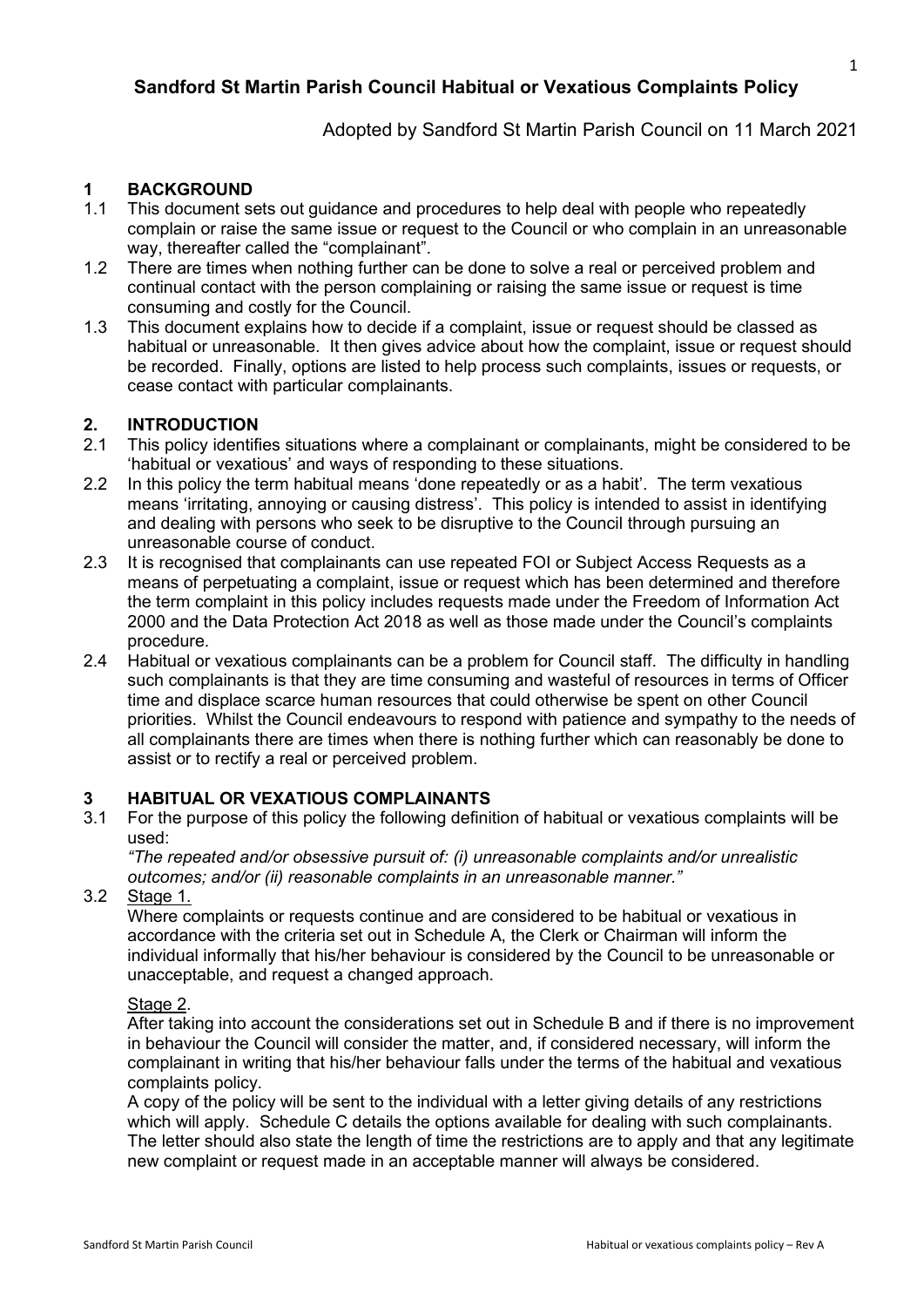# Sandford St Martin Parish Council Habitual or Vexatious Complaints Policy

Adopted by Sandford St Martin Parish Council on 11 March 2021

## 1 BACKGROUND

1.1 This document sets out guidance and procedures to help deal with people who repeatedly complain or raise the same issue or request to the Council or who complain in an unreasonable way, thereafter called the "complainant".

1.2 There are times when nothing further can be done to solve a real or perceived problem and continual contact with the person complaining or raising the same issue or request is time consuming and costly for the Council.

1.3 This document explains how to decide if a complaint, issue or request should be classed as habitual or unreasonable. It then gives advice about how the complaint, issue or request should be recorded. Finally, options are listed to help process such complaints, issues or requests, or cease contact with particular complainants.

## 2. INTRODUCTION

2.1 This policy identifies situations where a complainant or complainants, might be considered to be 'habitual or vexatious' and ways of responding to these situations.

2.2 In this policy the term habitual means 'done repeatedly or as a habit'. The term vexatious means 'irritating, annoying or causing distress'. This policy is intended to assist in identifying and dealing with persons who seek to be disruptive to the Council through pursuing an unreasonable course of conduct.

2.3 It is recognised that complainants can use repeated FOI or Subject Access Requests as a means of perpetuating a complaint, issue or request which has been determined and therefore the term complaint in this policy includes requests made under the Freedom of Information Act 2000 and the Data Protection Act 2018 as well as those made under the Council's complaints procedure.

2.4 Habitual or vexatious complainants can be a problem for Council staff. The difficulty in handling such complainants is that they are time consuming and wasteful of resources in terms of Officer time and displace scarce human resources that could otherwise be spent on other Council priorities. Whilst the Council endeavours to respond with patience and sympathy to the needs of all complainants there are times when there is nothing further which can reasonably be done to assist or to rectify a real or perceived problem.

## 3 HABITUAL OR VEXATIOUS COMPLAINANTS

3.1 For the purpose of this policy the following definition of habitual or vexatious complaints will be used:

*"The repeated and/or obsessive pursuit of: (i) unreasonable complaints and/or unrealistic outcomes; and/or (ii) reasonable complaints in an unreasonable manner."*

3.2 Stage 1.

Where complaints or requests continue and are considered to be habitual or vexatious in accordance with the criteria set out in Schedule A, the Clerk or Chairman will inform the individual informally that his/her behaviour is considered by the Council to be unreasonable or unacceptable, and request a changed approach.

Stage 2.

After taking into account the considerations set out in Schedule B and if there is no improvement in behaviour the Council will consider the matter, and, if considered necessary, will inform the complainant in writing that his/her behaviour falls under the terms of the habitual and vexatious complaints policy.

A copy of the policy will be sent to the individual with a letter giving details of any restrictions which will apply. Schedule C details the options available for dealing with such complainants. The letter should also state the length of time the restrictions are to apply and that any legitimate new complaint or request made in an acceptable manner will always be considered.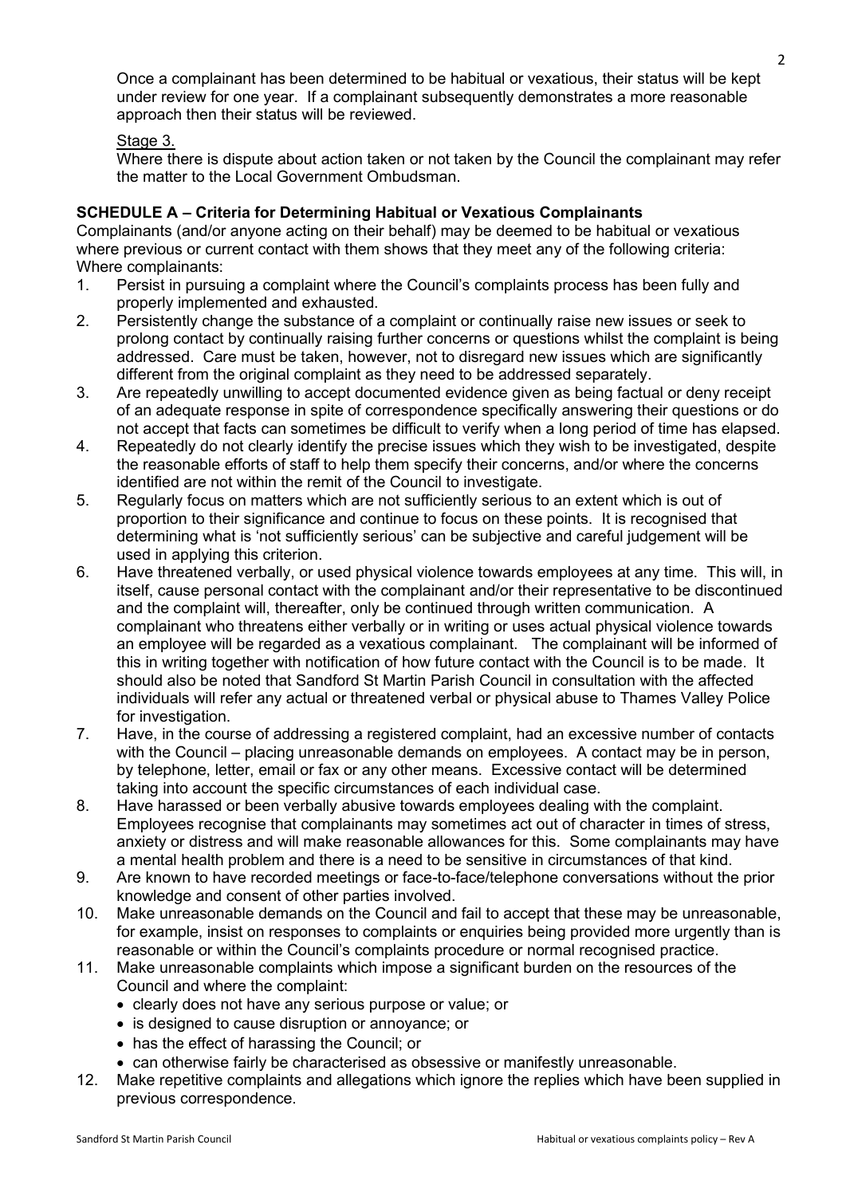Once a complainant has been determined to be habitual or vexatious, their status will be kept under review for one year. If a complainant subsequently demonstrates a more reasonable approach then their status will be reviewed.

Stage 3.

Where there is dispute about action taken or not taken by the Council the complainant may refer the matter to the Local Government Ombudsman.

**SCHEDULE A – Criteria for Determining Habitual or Vexatious Complainants**

Complainants (and/or anyone acting on their behalf) may be deemed to be habitual or vexatious where previous or current contact with them shows that they meet any of the following criteria:

Where complainants:

1. Persist in pursuing a complaint where the Council's complaints process has been fully and properly implemented and exhausted.
2. Persistently change the substance of a complaint or continually raise new issues or seek to prolong contact by continually raising further concerns or questions whilst the complaint is being addressed. Care must be taken, however, not to disregard new issues which are significantly different from the original complaint as they need to be addressed separately.
3. Are repeatedly unwilling to accept documented evidence given as being factual or deny receipt of an adequate response in spite of correspondence specifically answering their questions or do not accept that facts can sometimes be difficult to verify when a long period of time has elapsed.
4. Repeatedly do not clearly identify the precise issues which they wish to be investigated, despite the reasonable efforts of staff to help them specify their concerns, and/or where the concerns identified are not within the remit of the Council to investigate.
5. Regularly focus on matters which are not sufficiently serious to an extent which is out of proportion to their significance and continue to focus on these points. It is recognised that determining what is 'not sufficiently serious' can be subjective and careful judgement will be used in applying this criterion.
6. Have threatened verbally, or used physical violence towards employees at any time. This will, in itself, cause personal contact with the complainant and/or their representative to be discontinued and the complaint will, thereafter, only be continued through written communication. A complainant who threatens either verbally or in writing or uses actual physical violence towards an employee will be regarded as a vexatious complainant. The complainant will be informed of this in writing together with notification of how future contact with the Council is to be made. It should also be noted that Sandford St Martin Parish Council in consultation with the affected individuals will refer any actual or threatened verbal or physical abuse to Thames Valley Police for investigation.
7. Have, in the course of addressing a registered complaint, had an excessive number of contacts with the Council – placing unreasonable demands on employees. A contact may be in person, by telephone, letter, email or fax or any other means. Excessive contact will be determined taking into account the specific circumstances of each individual case.
8. Have harassed or been verbally abusive towards employees dealing with the complaint. Employees recognise that complainants may sometimes act out of character in times of stress, anxiety or distress and will make reasonable allowances for this. Some complainants may have a mental health problem and there is a need to be sensitive in circumstances of that kind.
9. Are known to have recorded meetings or face-to-face/telephone conversations without the prior knowledge and consent of other parties involved.
10. Make unreasonable demands on the Council and fail to accept that these may be unreasonable, for example, insist on responses to complaints or enquiries being provided more urgently than is reasonable or within the Council's complaints procedure or normal recognised practice.
11. Make unreasonable complaints which impose a significant burden on the resources of the Council and where the complaint:
    - clearly does not have any serious purpose or value; or
    - is designed to cause disruption or annoyance; or
    - has the effect of harassing the Council; or
    - can otherwise fairly be characterised as obsessive or manifestly unreasonable.
12. Make repetitive complaints and allegations which ignore the replies which have been supplied in previous correspondence.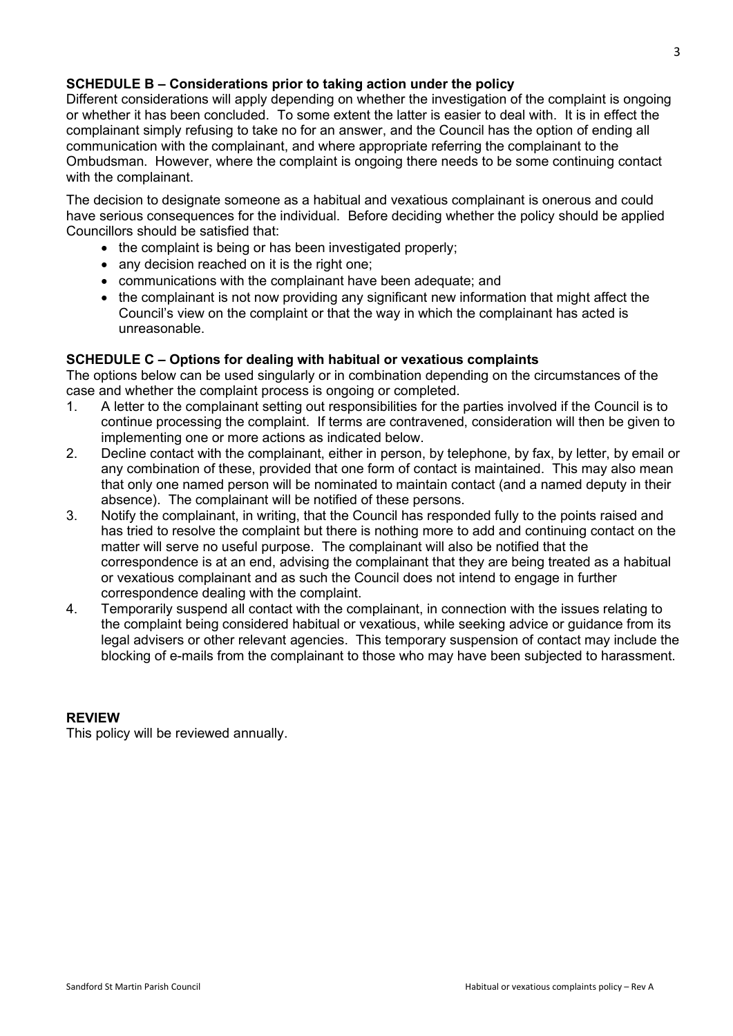**SCHEDULE B – Considerations prior to taking action under the policy**

Different considerations will apply depending on whether the investigation of the complaint is ongoing or whether it has been concluded. To some extent the latter is easier to deal with. It is in effect the complainant simply refusing to take no for an answer, and the Council has the option of ending all communication with the complainant, and where appropriate referring the complainant to the Ombudsman. However, where the complaint is ongoing there needs to be some continuing contact with the complainant.

The decision to designate someone as a habitual and vexatious complainant is onerous and could have serious consequences for the individual. Before deciding whether the policy should be applied Councillors should be satisfied that:

- the complaint is being or has been investigated properly;
- any decision reached on it is the right one;
- communications with the complainant have been adequate; and
- the complainant is not now providing any significant new information that might affect the Council's view on the complaint or that the way in which the complainant has acted is unreasonable.

**SCHEDULE C – Options for dealing with habitual or vexatious complaints**

The options below can be used singularly or in combination depending on the circumstances of the case and whether the complaint process is ongoing or completed.

1. A letter to the complainant setting out responsibilities for the parties involved if the Council is to continue processing the complaint. If terms are contravened, consideration will then be given to implementing one or more actions as indicated below.
2. Decline contact with the complainant, either in person, by telephone, by fax, by letter, by email or any combination of these, provided that one form of contact is maintained. This may also mean that only one named person will be nominated to maintain contact (and a named deputy in their absence). The complainant will be notified of these persons.
3. Notify the complainant, in writing, that the Council has responded fully to the points raised and has tried to resolve the complaint but there is nothing more to add and continuing contact on the matter will serve no useful purpose. The complainant will also be notified that the correspondence is at an end, advising the complainant that they are being treated as a habitual or vexatious complainant and as such the Council does not intend to engage in further correspondence dealing with the complaint.
4. Temporarily suspend all contact with the complainant, in connection with the issues relating to the complaint being considered habitual or vexatious, while seeking advice or guidance from its legal advisers or other relevant agencies. This temporary suspension of contact may include the blocking of e-mails from the complainant to those who may have been subjected to harassment.

**REVIEW**

This policy will be reviewed annually.